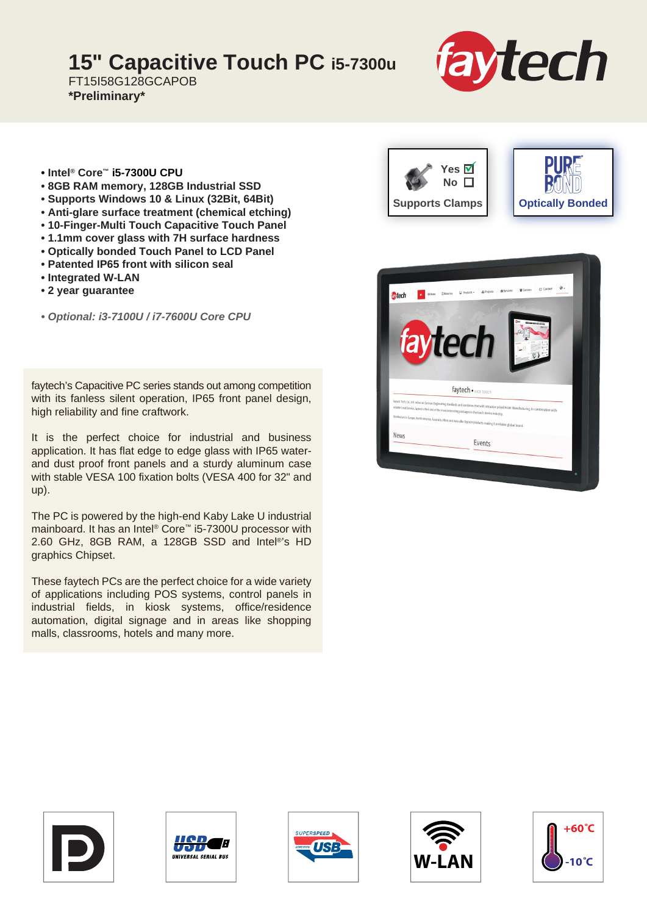# 15" Capacitive Touch PC i5-7300u

FT15I58G128GCAPOB

**\*Preliminary\***

- **Intel® Core™ i5-7300U CPU**
- **8GB RAM memory, 128GB Industrial SSD**
- **Supports Windows 10 & Linux (32Bit, 64Bit)**
- **Anti-glare surface treatment (chemical etching)**
- **10-Finger-Multi Touch Capacitive Touch Panel**
- **1.1mm cover glass with 7H surface hardness**
- **Optically bonded Touch Panel to LCD Panel**
- **Patented IP65 front with silicon seal**
- **Integrated W-LAN**
- **2 year guarantee**

*• Optional: i3-7100U / i7-7600U Core CPU*

Yes ☑ No ☐ Supports Clamps

Optically Bonded

faytech's Capacitive PC series stands out among competition with its fanless silent operation, IP65 front panel design, high reliability and fine craftwork.

It is the perfect choice for industrial and business application. It has flat edge to edge glass with IP65 water- and dust proof front panels and a sturdy aluminum case with stable VESA 100 fixation bolts (VESA 400 for 32" and up).

The PC is powered by the high-end Kaby Lake U industrial mainboard. It has an Intel® Core™ i5-7300U processor with 2.60 GHz, 8GB RAM, a 128GB SSD and Intel®'s HD graphics Chipset.

These faytech PCs are the perfect choice for a wide variety of applications including POS systems, control panels in industrial fields, in kiosk systems, office/residence automation, digital signage and in areas like shopping malls, classrooms, hotels and many more.

W-LAN

+60°C

-10°C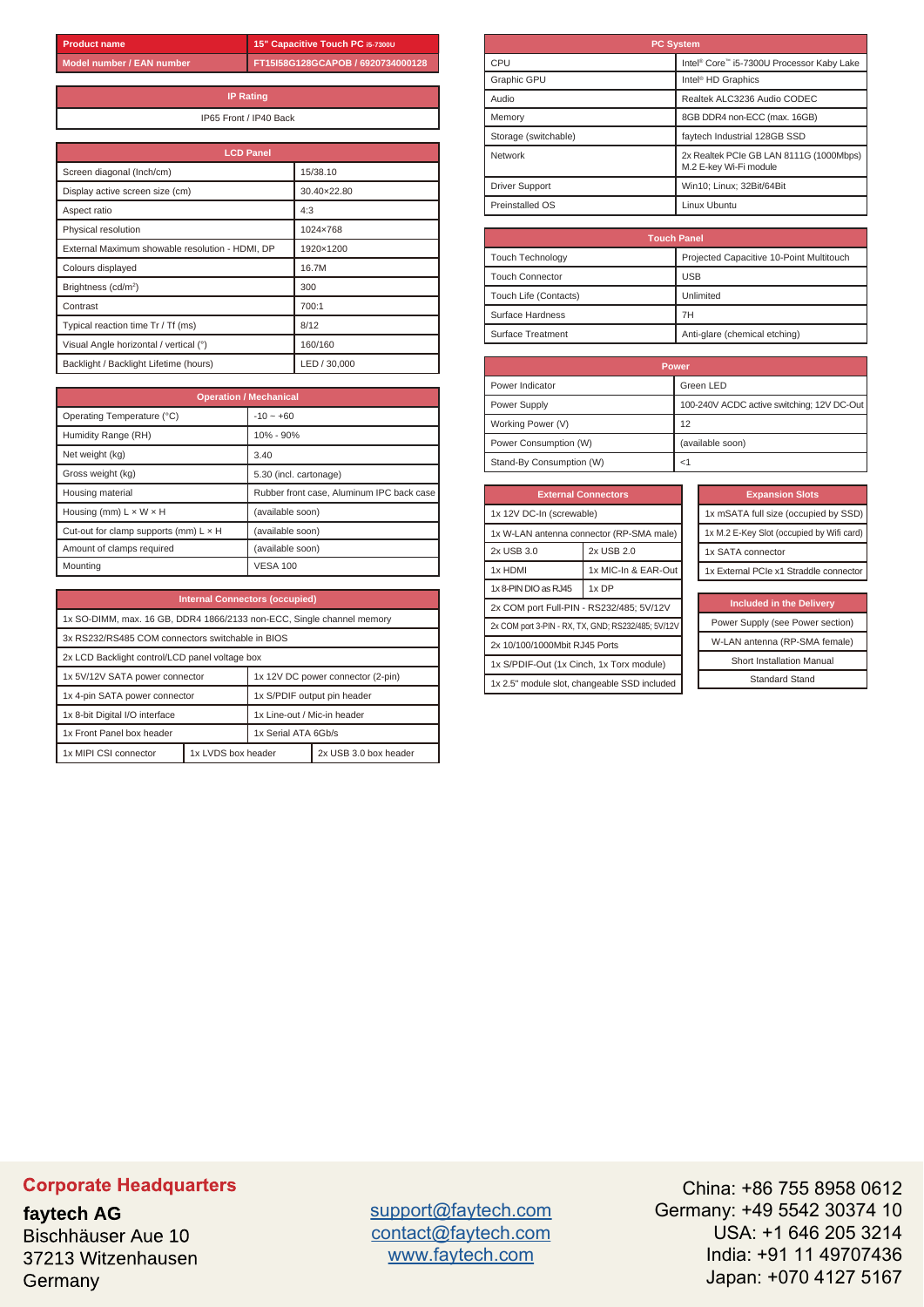| Product name | 15" Capacitive Touch PC i5-7300U |
|---|---|
| Model number / EAN number | FT15I58G128GCAPOB / 6920734000128 |

| IP Rating |
|---|
| IP65 Front / IP40 Back |

| LCD Panel | |
|---|---|
| Screen diagonal (Inch/cm) | 15/38.10 |
| Display active screen size (cm) | 30.40×22.80 |
| Aspect ratio | 4:3 |
| Physical resolution | 1024×768 |
| External Maximum showable resolution - HDMI, DP | 1920×1200 |
| Colours displayed | 16.7M |
| Brightness (cd/m²) | 300 |
| Contrast | 700:1 |
| Typical reaction time Tr / Tf (ms) | 8/12 |
| Visual Angle horizontal / vertical (°) | 160/160 |
| Backlight / Backlight Lifetime (hours) | LED / 30,000 |

| Operation / Mechanical | |
|---|---|
| Operating Temperature (°C) | -10 ~ +60 |
| Humidity Range (RH) | 10% - 90% |
| Net weight (kg) | 3.40 |
| Gross weight (kg) | 5.30 (incl. cartonage) |
| Housing material | Rubber front case, Aluminum IPC back case |
| Housing (mm) L × W × H | (available soon) |
| Cut-out for clamp supports (mm) L × H | (available soon) |
| Amount of clamps required | (available soon) |
| Mounting | VESA 100 |

| Internal Connectors (occupied) | | |
|---|---|---|
| 1x SO-DIMM, max. 16 GB, DDR4 1866/2133 non-ECC, Single channel memory | | |
| 3x RS232/RS485 COM connectors switchable in BIOS | | |
| 2x LCD Backlight control/LCD panel voltage box | | |
| 1x 5V/12V SATA power connector | 1x 12V DC power connector (2-pin) | |
| 1x 4-pin SATA power connector | 1x S/PDIF output pin header | |
| 1x 8-bit Digital I/O interface | 1x Line-out / Mic-in header | |
| 1x Front Panel box header | 1x Serial ATA 6Gb/s | |
| 1x MIPI CSI connector | 1x LVDS box header | 2x USB 3.0 box header |

| PC System | |
|---|---|
| CPU | Intel® Core™ i5-7300U Processor Kaby Lake |
| Graphic GPU | Intel® HD Graphics |
| Audio | Realtek ALC3236 Audio CODEC |
| Memory | 8GB DDR4 non-ECC (max. 16GB) |
| Storage (switchable) | faytech Industrial 128GB SSD |
| Network | 2x Realtek PCIe GB LAN 8111G (1000Mbps) M.2 E-key Wi-Fi module |
| Driver Support | Win10; Linux; 32Bit/64Bit |
| Preinstalled OS | Linux Ubuntu |

| Touch Panel | |
|---|---|
| Touch Technology | Projected Capacitive 10-Point Multitouch |
| Touch Connector | USB |
| Touch Life (Contacts) | Unlimited |
| Surface Hardness | 7H |
| Surface Treatment | Anti-glare (chemical etching) |

| Power | |
|---|---|
| Power Indicator | Green LED |
| Power Supply | 100-240V ACDC active switching; 12V DC-Out |
| Working Power (V) | 12 |
| Power Consumption (W) | (available soon) |
| Stand-By Consumption (W) | <1 |

| External Connectors | |
|---|---|
| 1x 12V DC-In (screwable) | |
| 1x W-LAN antenna connector (RP-SMA male) | |
| 2x USB 3.0 | 2x USB 2.0 |
| 1x HDMI | 1x MIC-In & EAR-Out |
| 1x 8-PIN DIO as RJ45 | 1x DP |
| 2x COM port Full-PIN - RS232/485; 5V/12V | |
| 2x COM port 3-PIN - RX, TX, GND; RS232/485; 5V/12V | |
| 2x 10/100/1000Mbit RJ45 Ports | |
| 1x S/PDIF-Out (1x Cinch, 1x Torx module) | |
| 1x 2.5" module slot, changeable SSD included | |

| Expansion Slots |
|---|
| 1x mSATA full size (occupied by SSD) |
| 1x M.2 E-Key Slot (occupied by Wifi card) |
| 1x SATA connector |
| 1x External PCIe x1 Straddle connector |

| Included in the Delivery |
|---|
| Power Supply (see Power section) |
| W-LAN antenna (RP-SMA female) |
| Short Installation Manual |
| Standard Stand |

**Corporate Headquarters**

**faytech AG**
Bischhäuser Aue 10
37213 Witzenhausen
Germany

support@faytech.com
contact@faytech.com
www.faytech.com

China: +86 755 8958 0612
Germany: +49 5542 30374 10
USA: +1 646 205 3214
India: +91 11 49707436
Japan: +070 4127 5167